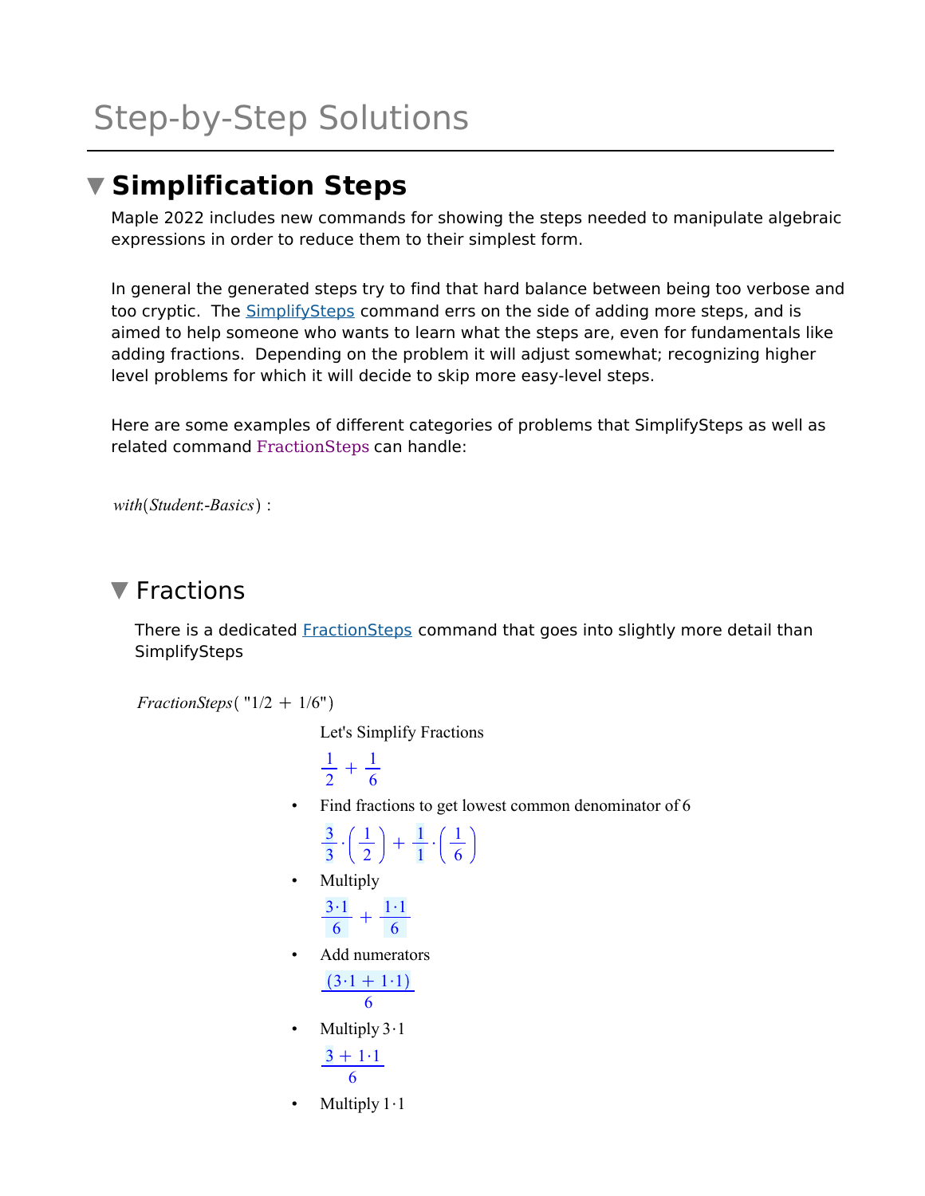# Step-by-Step Solutions

## Simplification Steps

Maple 2022 includes new commands for showing the steps needed to manipulate algebraic expressions in order to reduce them to their simplest form.

In general the generated steps try to find that hard balance between being too verbose and too cryptic. The SimplifySteps command errs on the side of adding more steps, and is aimed to help someone who wants to learn what the steps are, even for fundamentals like adding fractions. Depending on the problem it will adjust somewhat; recognizing higher level problems for which it will decide to skip more easy-level steps.

Here are some examples of different categories of problems that SimplifySteps as well as related command FractionSteps can handle:

```
with(Student:-Basics) :
```

### Fractions

There is a dedicated FractionSteps command that goes into slightly more detail than SimplifySteps

```
FractionSteps( "1/2 + 1/6")
```

Let's Simplify Fractions

$$\frac{1}{2} + \frac{1}{6}$$

- Find fractions to get lowest common denominator of 6

$$\frac{3}{3} \cdot \left(\frac{1}{2}\right) + \frac{1}{1} \cdot \left(\frac{1}{6}\right)$$

- Multiply

$$\frac{3 \cdot 1}{6} + \frac{1 \cdot 1}{6}$$

- Add numerators

$$\frac{(3 \cdot 1 + 1 \cdot 1)}{6}$$

- Multiply $3 \cdot 1$

$$\frac{3 + 1 \cdot 1}{6}$$

- Multiply $1 \cdot 1$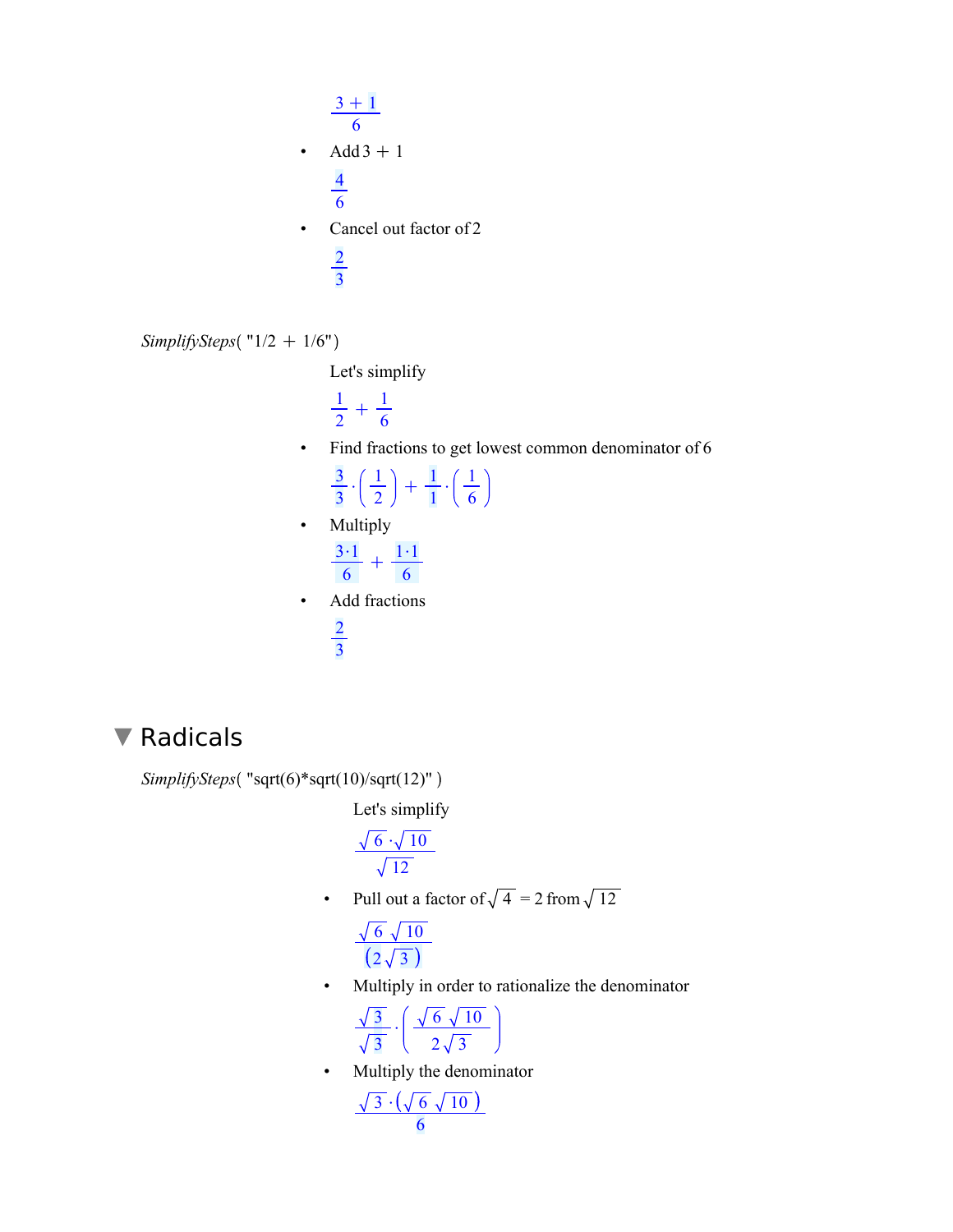$$\frac{3+1}{6}$$

- Add $3 + 1$

$$\frac{4}{6}$$

- Cancel out factor of $2$

$$\frac{2}{3}$$

*SimplifySteps*( "1/2 + 1/6")

Let's simplify

$$\frac{1}{2} + \frac{1}{6}$$

- Find fractions to get lowest common denominator of $6$

$$\frac{3}{3} \cdot \left(\frac{1}{2}\right) + \frac{1}{1} \cdot \left(\frac{1}{6}\right)$$

- Multiply

$$\frac{3 \cdot 1}{6} + \frac{1 \cdot 1}{6}$$

- Add fractions

$$\frac{2}{3}$$

## Radicals

*SimplifySteps*( "sqrt(6)*sqrt(10)/sqrt(12)" )

Let's simplify

$$\frac{\sqrt{6} \cdot \sqrt{10}}{\sqrt{12}}$$

- Pull out a factor of $\sqrt{4} = 2$ from $\sqrt{12}$

$$\frac{\sqrt{6}\,\sqrt{10}}{\left(2\sqrt{3}\right)}$$

- Multiply in order to rationalize the denominator

$$\frac{\sqrt{3}}{\sqrt{3}} \cdot \left(\frac{\sqrt{6}\,\sqrt{10}}{2\sqrt{3}}\right)$$

- Multiply the denominator

$$\frac{\sqrt{3} \cdot \left(\sqrt{6}\,\sqrt{10}\right)}{6}$$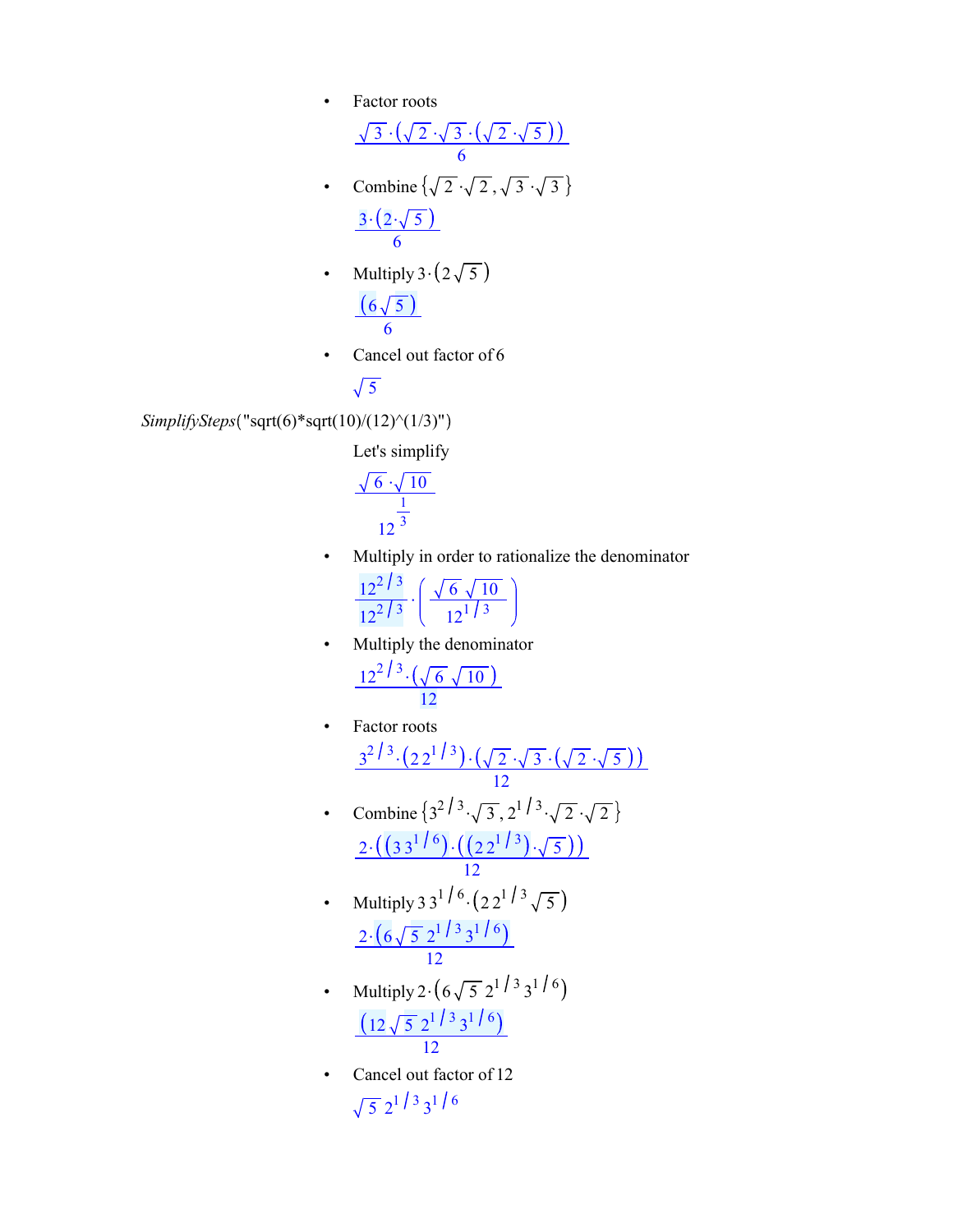- Factor roots

$$\frac{\sqrt{3}\cdot\left(\sqrt{2}\cdot\sqrt{3}\cdot\left(\sqrt{2}\cdot\sqrt{5}\right)\right)}{6}$$

- Combine $\left\{\sqrt{2}\cdot\sqrt{2}, \sqrt{3}\cdot\sqrt{3}\right\}$

$$\frac{3\cdot\left(2\cdot\sqrt{5}\right)}{6}$$

- Multiply $3\cdot\left(2\sqrt{5}\right)$

$$\frac{\left(6\sqrt{5}\right)}{6}$$

- Cancel out factor of 6

$$\sqrt{5}$$

*SimplifySteps*("sqrt(6)*sqrt(10)/(12)^(1/3)")

Let's simplify

$$\frac{\sqrt{6}\cdot\sqrt{10}}{12^{\frac{1}{3}}}$$

- Multiply in order to rationalize the denominator

$$\frac{12^{2/3}}{12^{2/3}}\cdot\left(\frac{\sqrt{6}\sqrt{10}}{12^{1/3}}\right)$$

- Multiply the denominator

$$\frac{12^{2/3}\cdot\left(\sqrt{6}\sqrt{10}\right)}{12}$$

- Factor roots

$$\frac{3^{2/3}\cdot\left(2\,2^{1/3}\right)\cdot\left(\sqrt{2}\cdot\sqrt{3}\cdot\left(\sqrt{2}\cdot\sqrt{5}\right)\right)}{12}$$

- Combine $\left\{3^{2/3}\cdot\sqrt{3}, 2^{1/3}\cdot\sqrt{2}\cdot\sqrt{2}\right\}$

$$\frac{2\cdot\left(\left(3\,3^{1/6}\right)\cdot\left(\left(2\,2^{1/3}\right)\cdot\sqrt{5}\right)\right)}{12}$$

- Multiply $3\,3^{1/6}\cdot\left(2\,2^{1/3}\sqrt{5}\right)$

$$\frac{2\cdot\left(6\sqrt{5}\,2^{1/3}\,3^{1/6}\right)}{12}$$

- Multiply $2\cdot\left(6\sqrt{5}\,2^{1/3}\,3^{1/6}\right)$

$$\frac{\left(12\sqrt{5}\,2^{1/3}\,3^{1/6}\right)}{12}$$

- Cancel out factor of 12

$$\sqrt{5}\,2^{1/3}\,3^{1/6}$$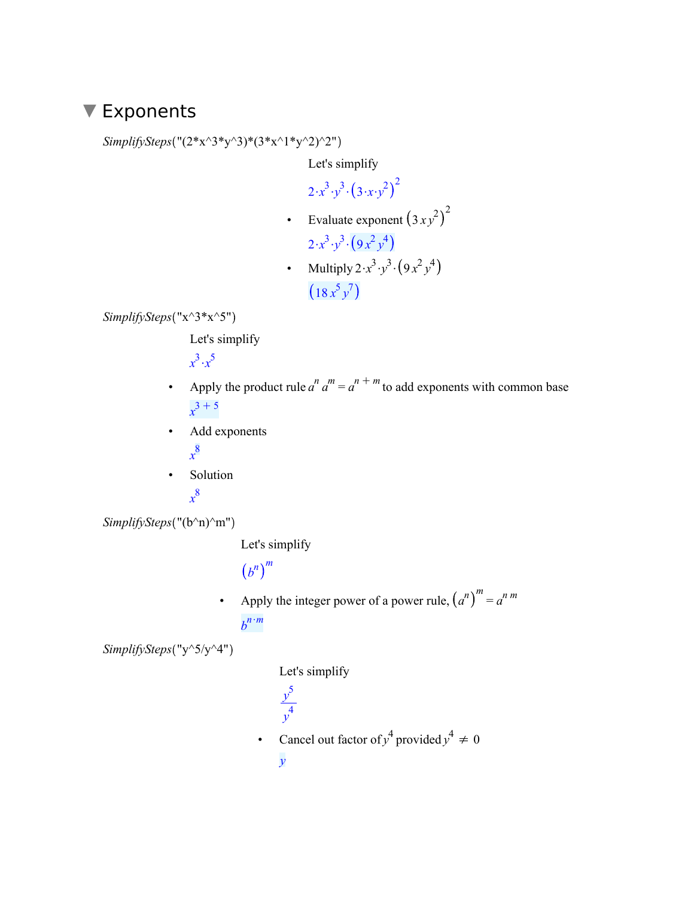# Exponents

*SimplifySteps*("(2*x^3*y^3)*(3*x^1*y^2)^2")

Let's simplify

$$2 \cdot x^3 \cdot y^3 \cdot \left(3 \cdot x \cdot y^2\right)^2$$

- Evaluate exponent $\left(3\,x\,y^2\right)^2$

$$2 \cdot x^3 \cdot y^3 \cdot \left(9\,x^2\,y^4\right)$$

- Multiply $2 \cdot x^3 \cdot y^3 \cdot \left(9\,x^2\,y^4\right)$

$$\left(18\,x^5\,y^7\right)$$

*SimplifySteps*("x^3*x^5")

Let's simplify

$$x^3 \cdot x^5$$

- Apply the product rule $a^n\,a^m = a^{n+m}$ to add exponents with common base

$$x^{3+5}$$

- Add exponents

$$x^8$$

- Solution

$$x^8$$

*SimplifySteps*("(b^n)^m")

Let's simplify

$$\left(b^n\right)^m$$

- Apply the integer power of a power rule, $\left(a^n\right)^m = a^{n\,m}$

$$b^{n \cdot m}$$

*SimplifySteps*("y^5/y^4")

Let's simplify

$$\frac{y^5}{y^4}$$

- Cancel out factor of $y^4$ provided $y^4 \neq 0$

$$y$$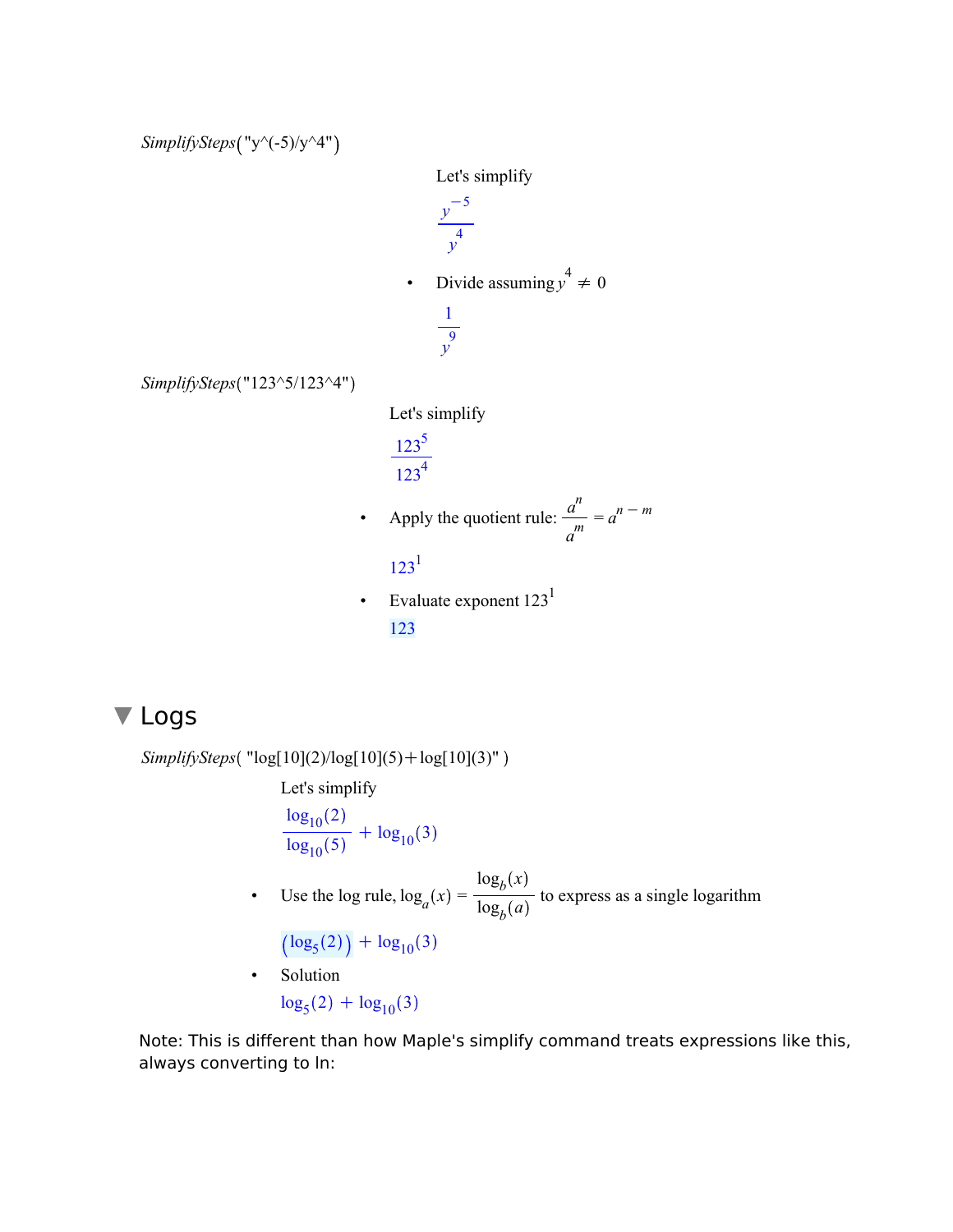*SimplifySteps*("y^(-5)/y^4")

Let's simplify

$$\frac{y^{-5}}{y^4}$$

- Divide assuming $y^4 \neq 0$

$$\frac{1}{y^9}$$

*SimplifySteps*("123^5/123^4")

Let's simplify

$$\frac{123^5}{123^4}$$

- Apply the quotient rule: $\frac{a^n}{a^m} = a^{n-m}$

$$123^1$$

- Evaluate exponent $123^1$

$$123$$

## Logs

*SimplifySteps*( "log[10](2)/log[10](5)+log[10](3)" )

Let's simplify

$$\frac{\log_{10}(2)}{\log_{10}(5)} + \log_{10}(3)$$

- Use the log rule, $\log_a(x) = \frac{\log_b(x)}{\log_b(a)}$ to express as a single logarithm

$$(\log_5(2)) + \log_{10}(3)$$

- Solution

$$\log_5(2) + \log_{10}(3)$$

Note: This is different than how Maple's simplify command treats expressions like this, always converting to ln: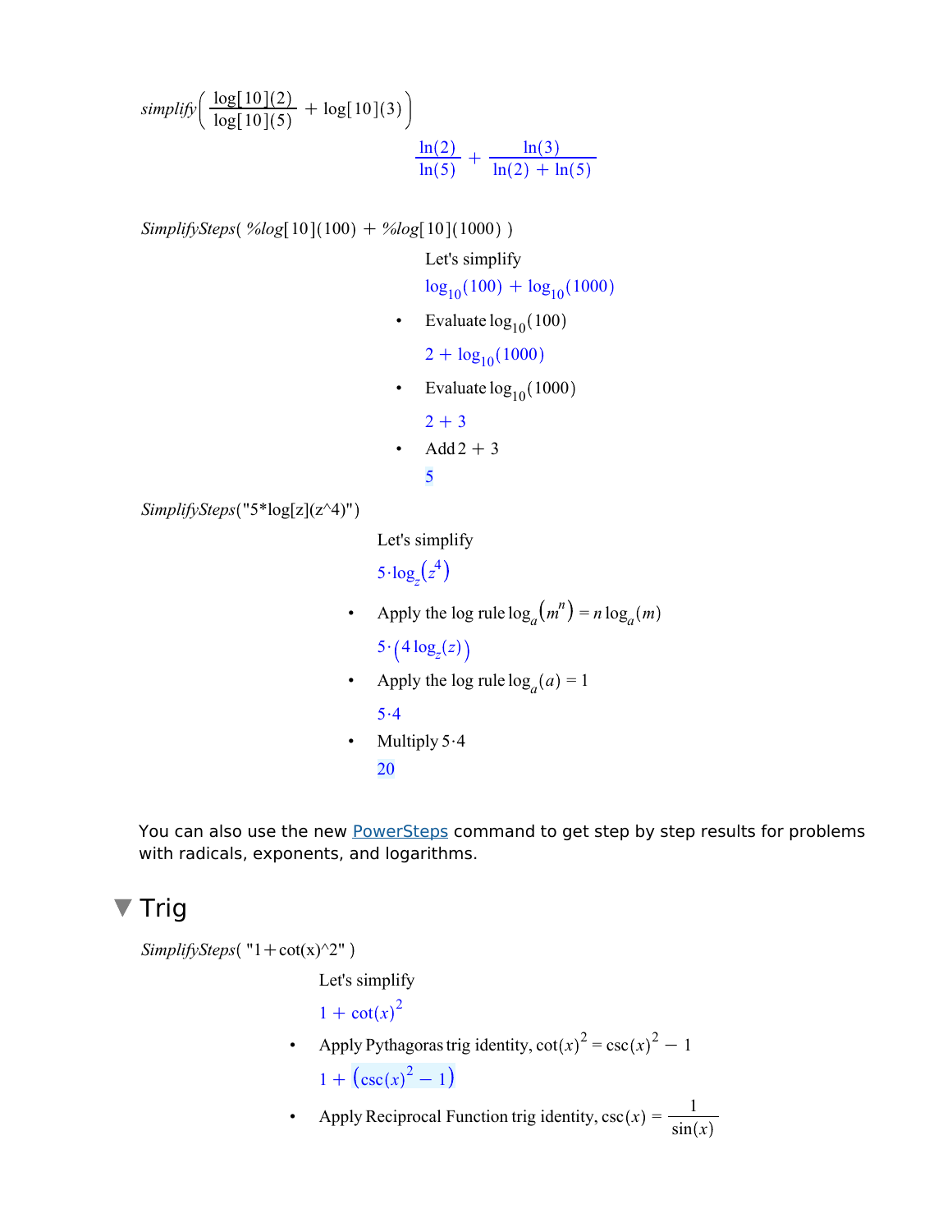*simplify*$\left( \dfrac{\log[10](2)}{\log[10](5)} + \log[10](3) \right)$

$$\frac{\ln(2)}{\ln(5)} + \frac{\ln(3)}{\ln(2) + \ln(5)}$$

*SimplifySteps*( %*log*[10](100) + %*log*[10](1000) )

Let's simplify

$\log_{10}(100) + \log_{10}(1000)$

- Evaluate $\log_{10}(100)$

$2 + \log_{10}(1000)$

- Evaluate $\log_{10}(1000)$

$2 + 3$

- Add $2 + 3$

$5$

*SimplifySteps*("5*log[z](z^4)")

Let's simplify

$5 \cdot \log_z\left(z^4\right)$

- Apply the log rule $\log_a\left(m^n\right) = n \log_a(m)$

$5 \cdot \left(4 \log_z(z)\right)$

- Apply the log rule $\log_a(a) = 1$

$5 \cdot 4$

- Multiply $5 \cdot 4$

$20$

You can also use the new PowerSteps command to get step by step results for problems with radicals, exponents, and logarithms.

## Trig

*SimplifySteps*( "1+cot(x)^2" )

Let's simplify

$1 + \cot(x)^2$

- Apply Pythagoras trig identity, $\cot(x)^2 = \csc(x)^2 - 1$

$1 + \left(\csc(x)^2 - 1\right)$

- Apply Reciprocal Function trig identity, $\csc(x) = \dfrac{1}{\sin(x)}$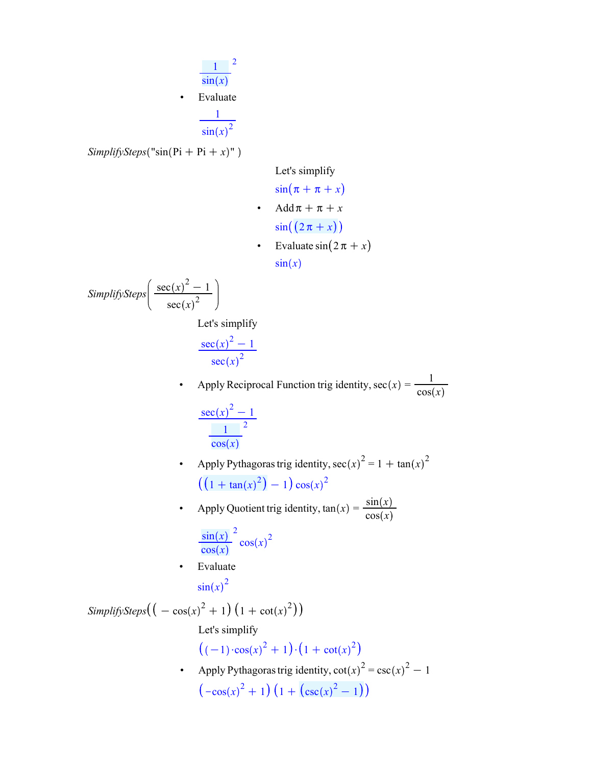$$\left(\frac{1}{\sin(x)}\right)^2$$

- Evaluate

$$\frac{1}{\sin(x)^2}$$

*SimplifySteps*("sin(Pi + Pi + x)" )

Let's simplify

$$\sin(\pi + \pi + x)$$

- Add $\pi + \pi + x$

$$\sin((2\pi + x))$$

- Evaluate $\sin(2\pi + x)$

$$\sin(x)$$

$$SimplifySteps\left(\frac{\sec(x)^2 - 1}{\sec(x)^2}\right)$$

Let's simplify

$$\frac{\sec(x)^2 - 1}{\sec(x)^2}$$

- Apply Reciprocal Function trig identity, $\sec(x) = \dfrac{1}{\cos(x)}$

$$\frac{\sec(x)^2 - 1}{\left(\frac{1}{\cos(x)}\right)^2}$$

- Apply Pythagoras trig identity, $\sec(x)^2 = 1 + \tan(x)^2$

$$((1 + \tan(x)^2) - 1)\cos(x)^2$$

- Apply Quotient trig identity, $\tan(x) = \dfrac{\sin(x)}{\cos(x)}$

$$\left(\frac{\sin(x)}{\cos(x)}\right)^2 \cos(x)^2$$

- Evaluate

$$\sin(x)^2$$

$$SimplifySteps\left((-\cos(x)^2 + 1)(1 + \cot(x)^2)\right)$$

Let's simplify

$$((-1)\cdot\cos(x)^2 + 1)\cdot(1 + \cot(x)^2)$$

- Apply Pythagoras trig identity, $\cot(x)^2 = \csc(x)^2 - 1$

$$(-\cos(x)^2 + 1)\,(1 + (\csc(x)^2 - 1))$$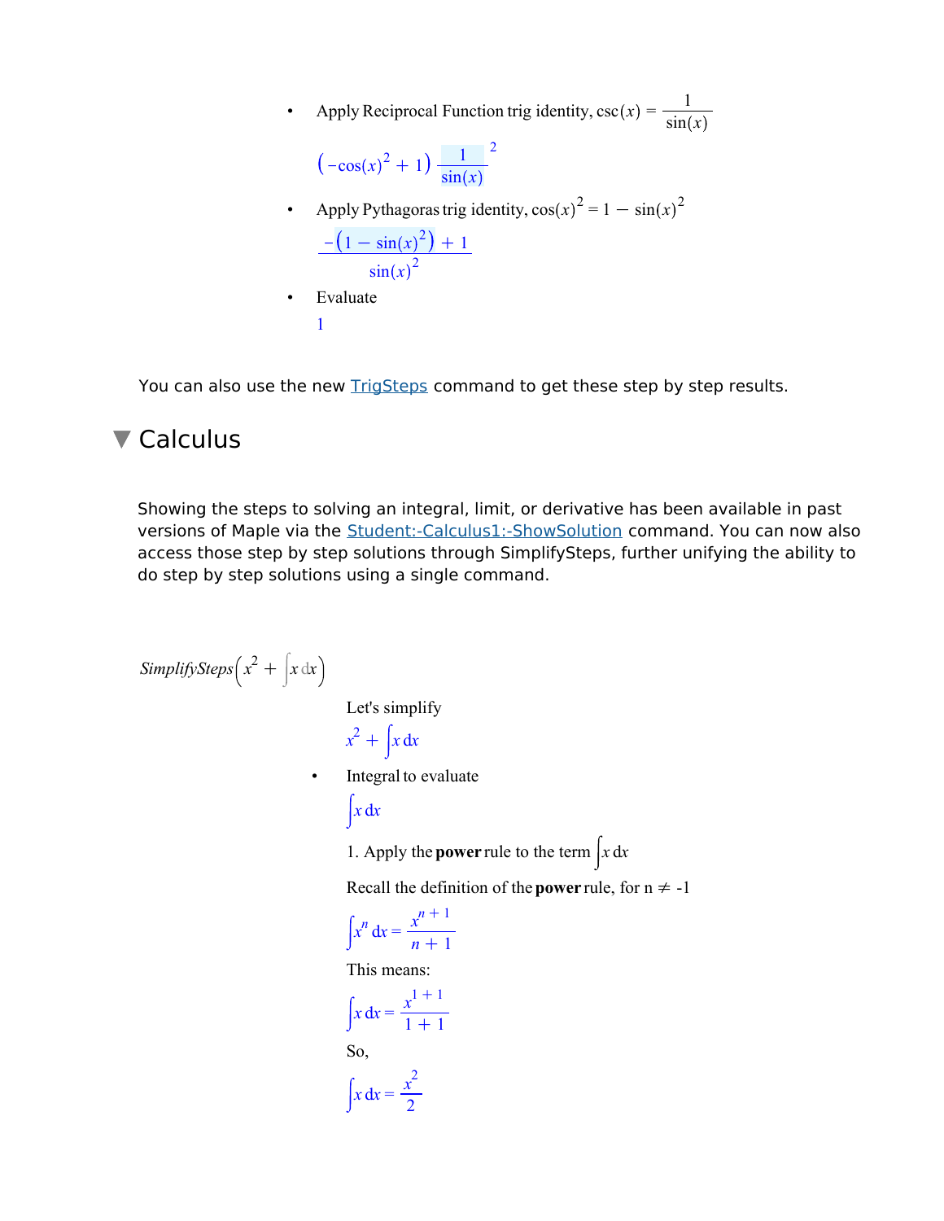- Apply Reciprocal Function trig identity, $\csc(x) = \dfrac{1}{\sin(x)}$

  $$\left(-\cos(x)^2 + 1\right) \left(\frac{1}{\sin(x)}\right)^2$$

- Apply Pythagoras trig identity, $\cos(x)^2 = 1 - \sin(x)^2$

  $$\frac{-\left(1 - \sin(x)^2\right) + 1}{\sin(x)^2}$$

- Evaluate

  $$1$$

You can also use the new TrigSteps command to get these step by step results.

# Calculus

Showing the steps to solving an integral, limit, or derivative has been available in past versions of Maple via the Student:-Calculus1:-ShowSolution command. You can now also access those step by step solutions through SimplifySteps, further unifying the ability to do step by step solutions using a single command.

$$\mathit{SimplifySteps}\left(x^2 + \int x \, dx\right)$$

Let's simplify

$$x^2 + \int x \, dx$$

- Integral to evaluate

  $$\int x \, dx$$

  1. Apply the **power** rule to the term $\int x \, dx$

  Recall the definition of the **power** rule, for n ≠ -1

  $$\int x^n \, dx = \frac{x^{n+1}}{n+1}$$

  This means:

  $$\int x \, dx = \frac{x^{1+1}}{1+1}$$

  So,

  $$\int x \, dx = \frac{x^2}{2}$$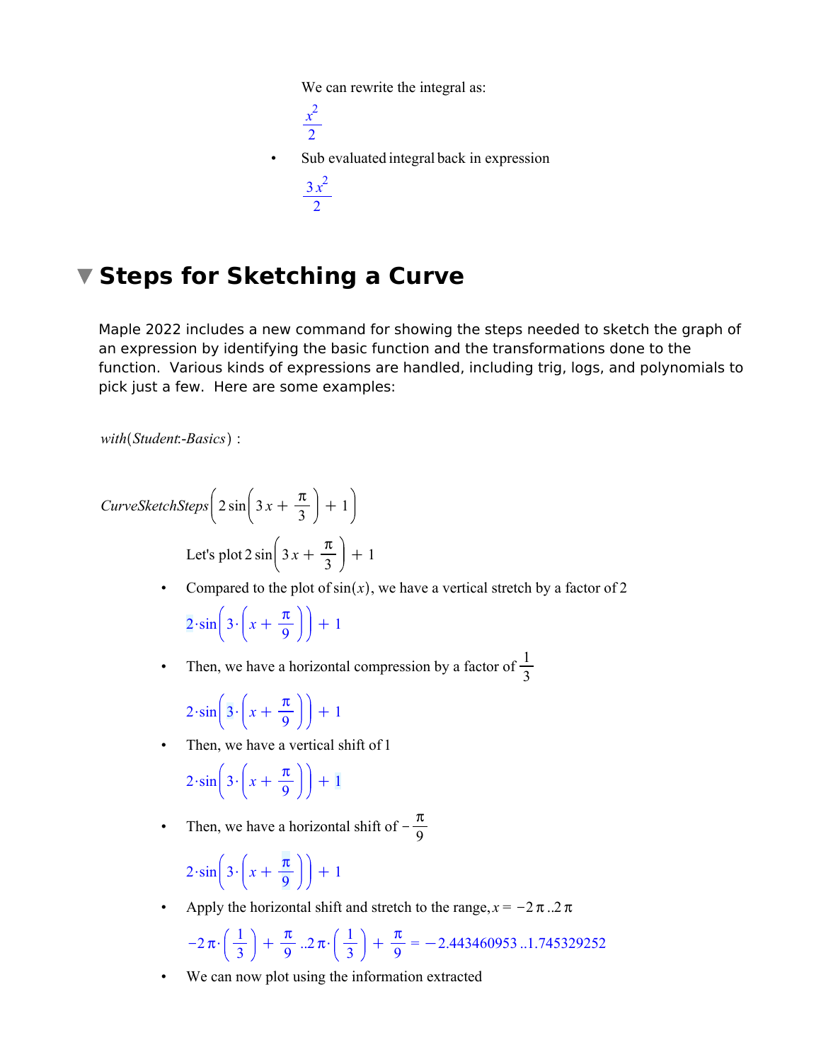We can rewrite the integral as:

$$\frac{x^2}{2}$$

- Sub evaluated integral back in expression

$$\frac{3x^2}{2}$$

## Steps for Sketching a Curve

Maple 2022 includes a new command for showing the steps needed to sketch the graph of an expression by identifying the basic function and the transformations done to the function.  Various kinds of expressions are handled, including trig, logs, and polynomials to pick just a few.  Here are some examples:

$with(Student\text{:-}Basics)$ :

$CurveSketchSteps\left(2\sin\left(3x + \frac{\pi}{3}\right) + 1\right)$

Let's plot $2\sin\left(3x + \frac{\pi}{3}\right) + 1$

- Compared to the plot of $\sin(x)$, we have a vertical stretch by a factor of 2

$$2 \cdot \sin\left(3 \cdot \left(x + \frac{\pi}{9}\right)\right) + 1$$

- Then, we have a horizontal compression by a factor of $\frac{1}{3}$

$$2 \cdot \sin\left(3 \cdot \left(x + \frac{\pi}{9}\right)\right) + 1$$

- Then, we have a vertical shift of 1

$$2 \cdot \sin\left(3 \cdot \left(x + \frac{\pi}{9}\right)\right) + 1$$

- Then, we have a horizontal shift of $-\frac{\pi}{9}$

$$2 \cdot \sin\left(3 \cdot \left(x + \frac{\pi}{9}\right)\right) + 1$$

- Apply the horizontal shift and stretch to the range, $x = -2\pi\,..2\pi$

$$-2\pi \cdot \left(\frac{1}{3}\right) + \frac{\pi}{9}\,..2\pi \cdot \left(\frac{1}{3}\right) + \frac{\pi}{9} = -2.443460953\,..1.745329252$$

- We can now plot using the information extracted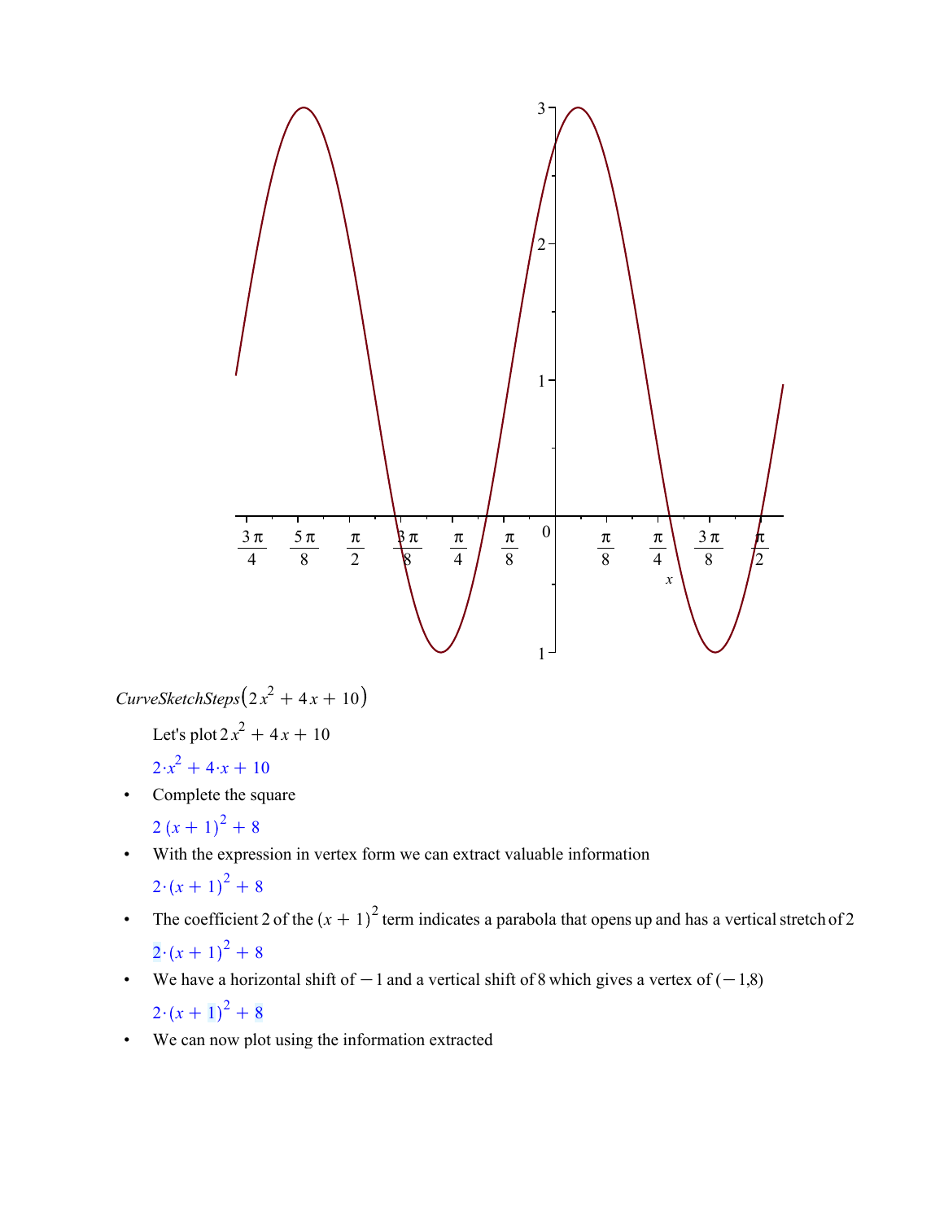$CurveSketchSteps\left(2x^2 + 4x + 10\right)$

Let's plot $2x^2 + 4x + 10$

$2 \cdot x^2 + 4 \cdot x + 10$

- Complete the square

  $2(x+1)^2 + 8$

- With the expression in vertex form we can extract valuable information

  $2 \cdot (x+1)^2 + 8$

- The coefficient 2 of the $(x+1)^2$ term indicates a parabola that opens up and has a vertical stretch of 2

  $2 \cdot (x+1)^2 + 8$

- We have a horizontal shift of $-1$ and a vertical shift of 8 which gives a vertex of $(-1,8)$

  $2 \cdot (x+1)^2 + 8$

- We can now plot using the information extracted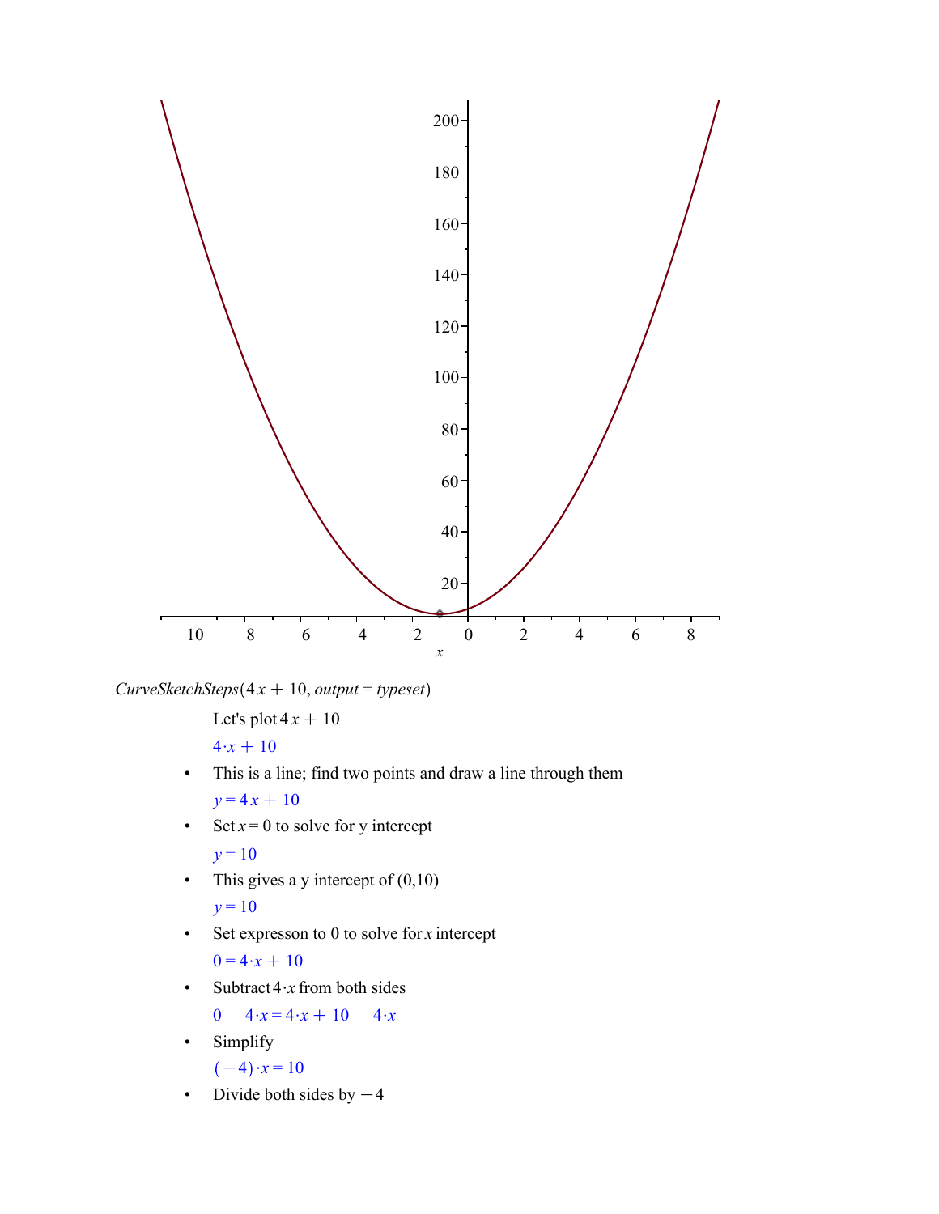$CurveSketchSteps(4x + 10, output = typeset)$

Let's plot $4x + 10$

$4 \cdot x + 10$

- This is a line; find two points and draw a line through them

  $y = 4x + 10$

- Set $x = 0$ to solve for y intercept

  $y = 10$

- This gives a y intercept of (0,10)

  $y = 10$

- Set expresson to 0 to solve for $x$ intercept

  $0 = 4 \cdot x + 10$

- Subtract $4 \cdot x$ from both sides

  $0 \quad 4 \cdot x = 4 \cdot x + 10 \quad 4 \cdot x$

- Simplify

  $(-4) \cdot x = 10$

- Divide both sides by $-4$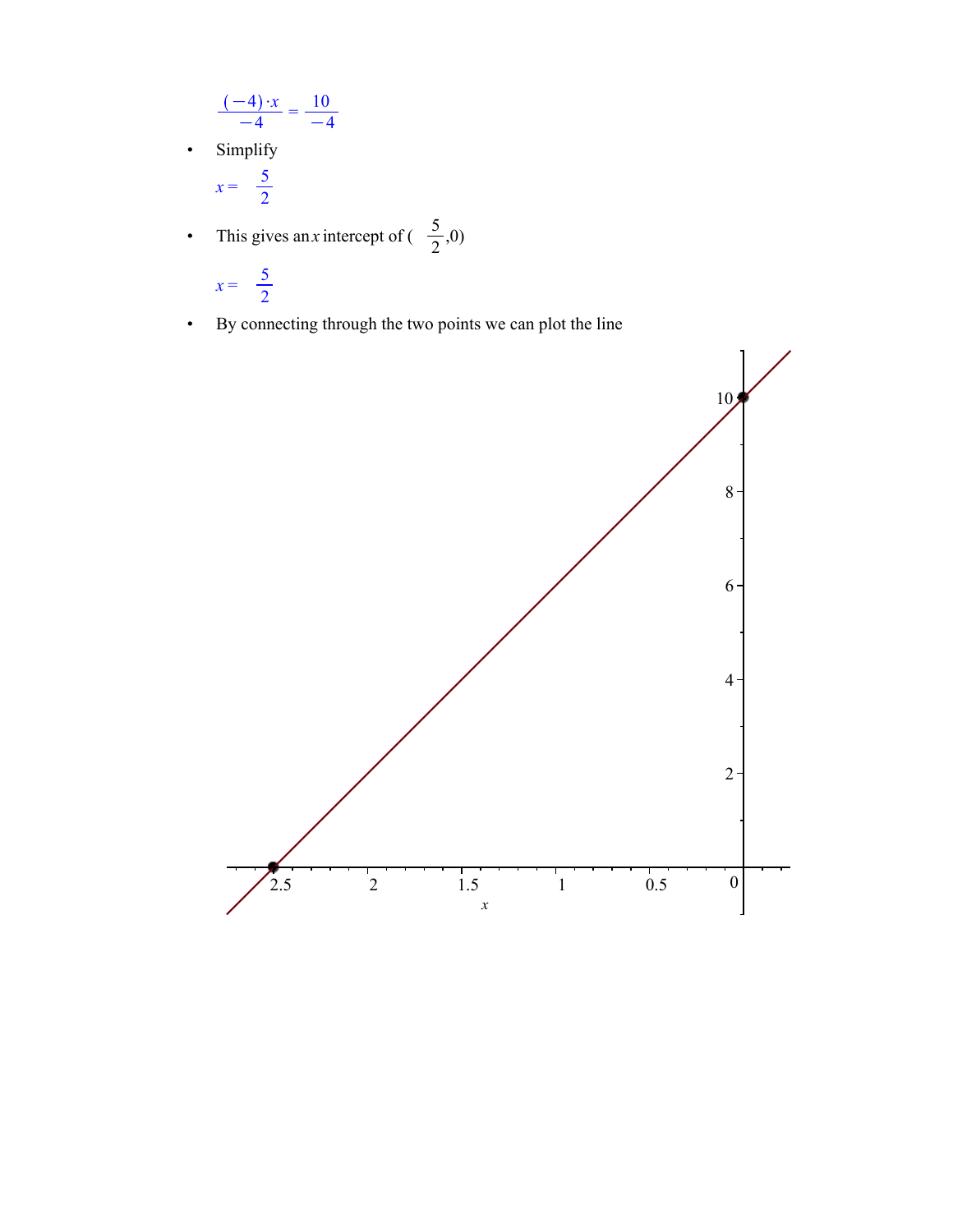$$\frac{(-4)\cdot x}{-4} = \frac{10}{-4}$$

- Simplify

$$x = \frac{5}{2}$$

- This gives an $x$ intercept of $\left(\frac{5}{2},0\right)$

$$x = \frac{5}{2}$$

- By connecting through the two points we can plot the line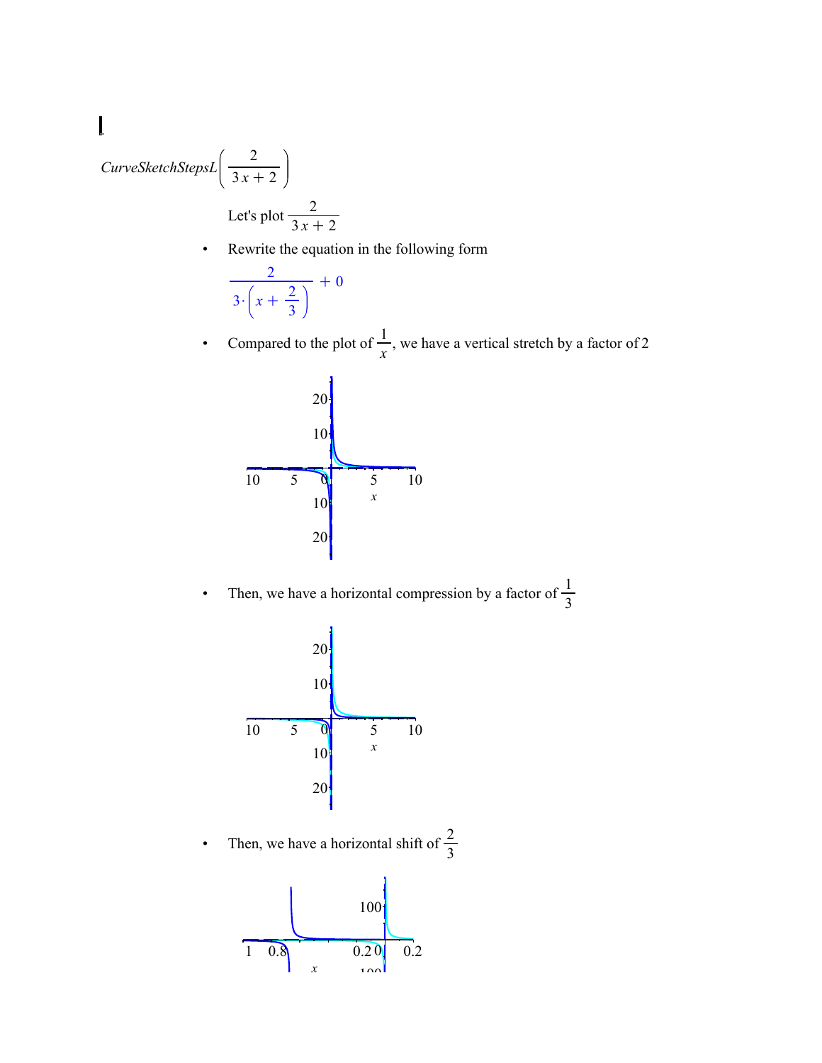$CurveSketchStepsL\left(\frac{2}{3x+2}\right)$

Let's plot $\frac{2}{3x+2}$

- Rewrite the equation in the following form

  $\frac{2}{3 \cdot \left(x + \frac{2}{3}\right)} + 0$

- Compared to the plot of $\frac{1}{x}$, we have a vertical stretch by a factor of 2

- Then, we have a horizontal compression by a factor of $\frac{1}{3}$

- Then, we have a horizontal shift of $\frac{2}{3}$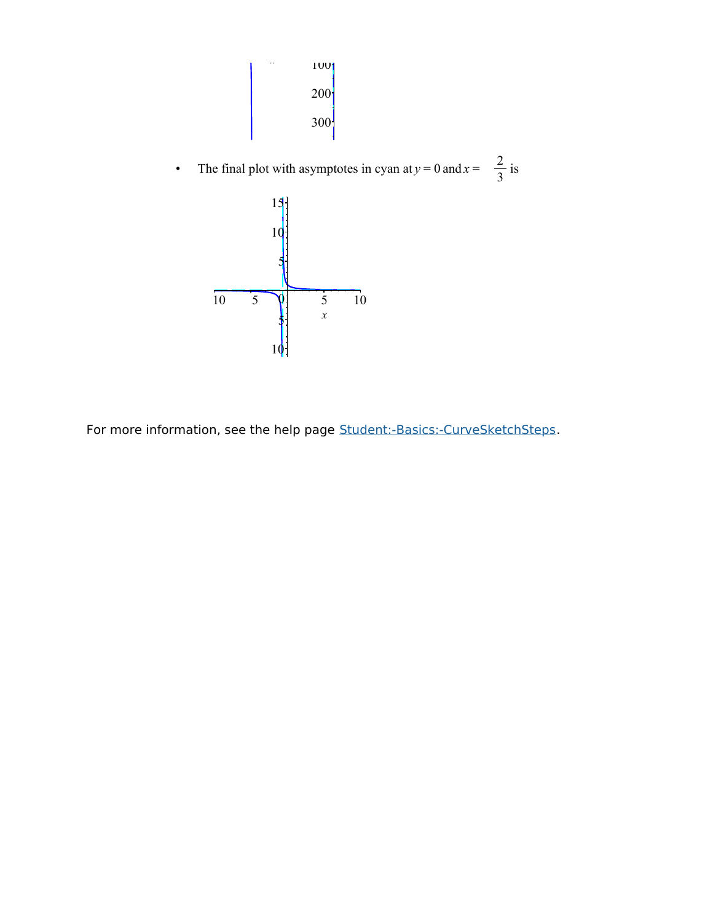100

200

300

- The final plot with asymptotes in cyan at $y = 0$ and $x = \frac{2}{3}$ is

15

10

5

10 5 0 5 10

$x$

5

10

For more information, see the help page Student:-Basics:-CurveSketchSteps.